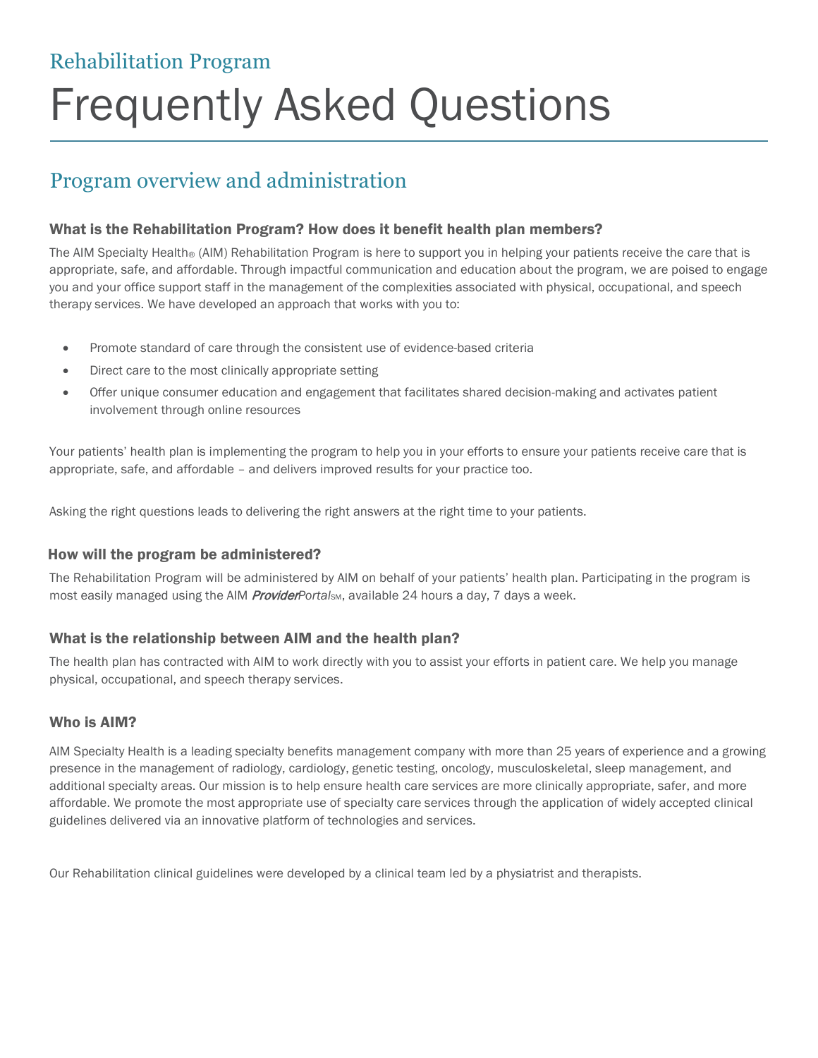Rehabilitation Program

# Frequently Asked Questions

## Program overview and administration

### What is the Rehabilitation Program? How does it benefit health plan members?

The AIM Specialty Health® (AIM) Rehabilitation Program is here to support you in helping your patients receive the care that is appropriate, safe, and affordable. Through impactful communication and education about the program, we are poised to engage you and your office support staff in the management of the complexities associated with physical, occupational, and speech therapy services. We have developed an approach that works with you to:

- Promote standard of care through the consistent use of evidence-based criteria
- Direct care to the most clinically appropriate setting
- Offer unique consumer education and engagement that facilitates shared decision-making and activates patient involvement through online resources

Your patients' health plan is implementing the program to help you in your efforts to ensure your patients receive care that is appropriate, safe, and affordable – and delivers improved results for your practice too.

Asking the right questions leads to delivering the right answers at the right time to your patients.

### How will the program be administered?

The Rehabilitation Program will be administered by AIM on behalf of your patients' health plan. Participating in the program is most easily managed using the AIM *Provider*Portal℠, available 24 hours a day, 7 days a week.

### What is the relationship between AIM and the health plan?

The health plan has contracted with AIM to work directly with you to assist your efforts in patient care. We help you manage physical, occupational, and speech therapy services.

### Who is AIM?

AIM Specialty Health is a leading specialty benefits management company with more than 25 years of experience and a growing presence in the management of radiology, cardiology, genetic testing, oncology, musculoskeletal, sleep management, and additional specialty areas. Our mission is to help ensure health care services are more clinically appropriate, safer, and more affordable. We promote the most appropriate use of specialty care services through the application of widely accepted clinical guidelines delivered via an innovative platform of technologies and services.

Our Rehabilitation clinical guidelines were developed by a clinical team led by a physiatrist and therapists.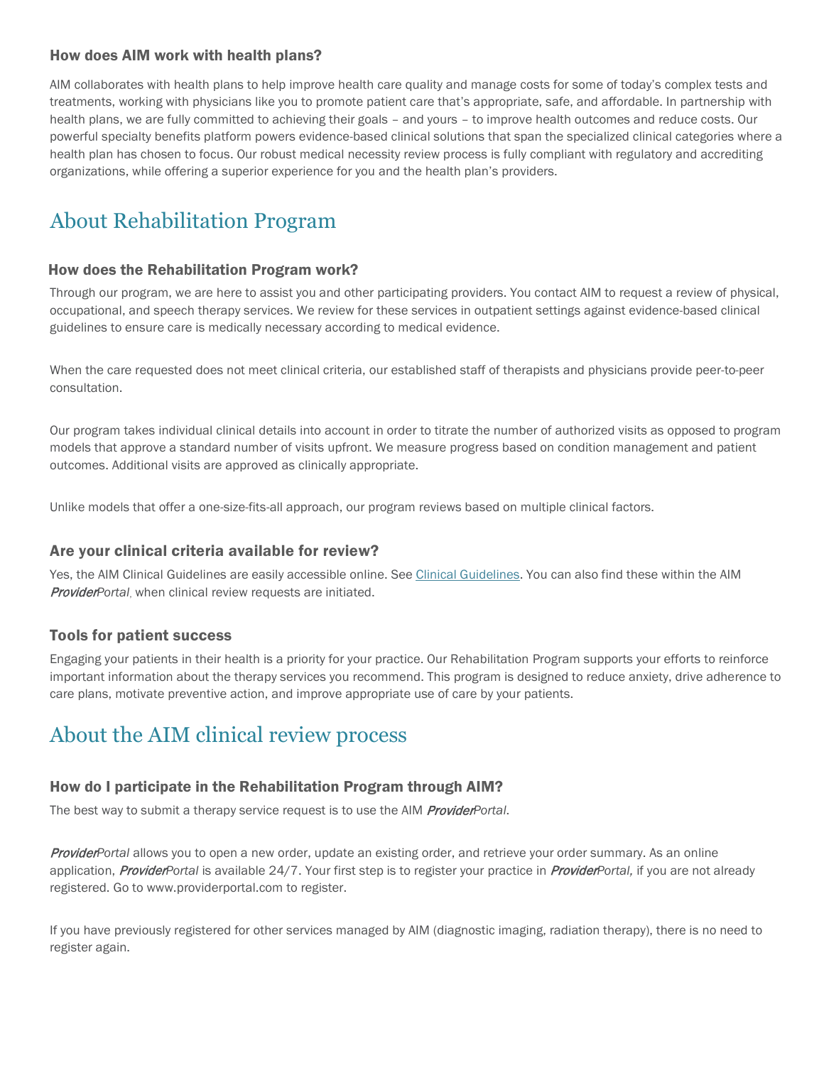### How does AIM work with health plans?

AIM collaborates with health plans to help improve health care quality and manage costs for some of today's complex tests and treatments, working with physicians like you to promote patient care that's appropriate, safe, and affordable. In partnership with health plans, we are fully committed to achieving their goals – and yours – to improve health outcomes and reduce costs. Our powerful specialty benefits platform powers evidence-based clinical solutions that span the specialized clinical categories where a health plan has chosen to focus. Our robust medical necessity review process is fully compliant with regulatory and accrediting organizations, while offering a superior experience for you and the health plan's providers.

## About Rehabilitation Program

### How does the Rehabilitation Program work?

Through our program, we are here to assist you and other participating providers. You contact AIM to request a review of physical, occupational, and speech therapy services. We review for these services in outpatient settings against evidence-based clinical guidelines to ensure care is medically necessary according to medical evidence.

When the care requested does not meet clinical criteria, our established staff of therapists and physicians provide peer-to-peer consultation.

Our program takes individual clinical details into account in order to titrate the number of authorized visits as opposed to program models that approve a standard number of visits upfront. We measure progress based on condition management and patient outcomes. Additional visits are approved as clinically appropriate.

Unlike models that offer a one-size-fits-all approach, our program reviews based on multiple clinical factors.

### Are your clinical criteria available for review?

Yes, the AIM Clinical Guidelines are easily accessible online. See Clinical Guidelines. You can also find these within the AIM *ProviderPortal*, when clinical review requests are initiated.

### Tools for patient success

Engaging your patients in their health is a priority for your practice. Our Rehabilitation Program supports your efforts to reinforce important information about the therapy services you recommend. This program is designed to reduce anxiety, drive adherence to care plans, motivate preventive action, and improve appropriate use of care by your patients.

## About the AIM clinical review process

### How do I participate in the Rehabilitation Program through AIM?

The best way to submit a therapy service request is to use the AIM *ProviderPortal*.

*ProviderPortal* allows you to open a new order, update an existing order, and retrieve your order summary. As an online application, *ProviderPortal* is available 24/7. Your first step is to register your practice in *ProviderPortal,* if you are not already registered. Go to www.providerportal.com to register.

If you have previously registered for other services managed by AIM (diagnostic imaging, radiation therapy), there is no need to register again.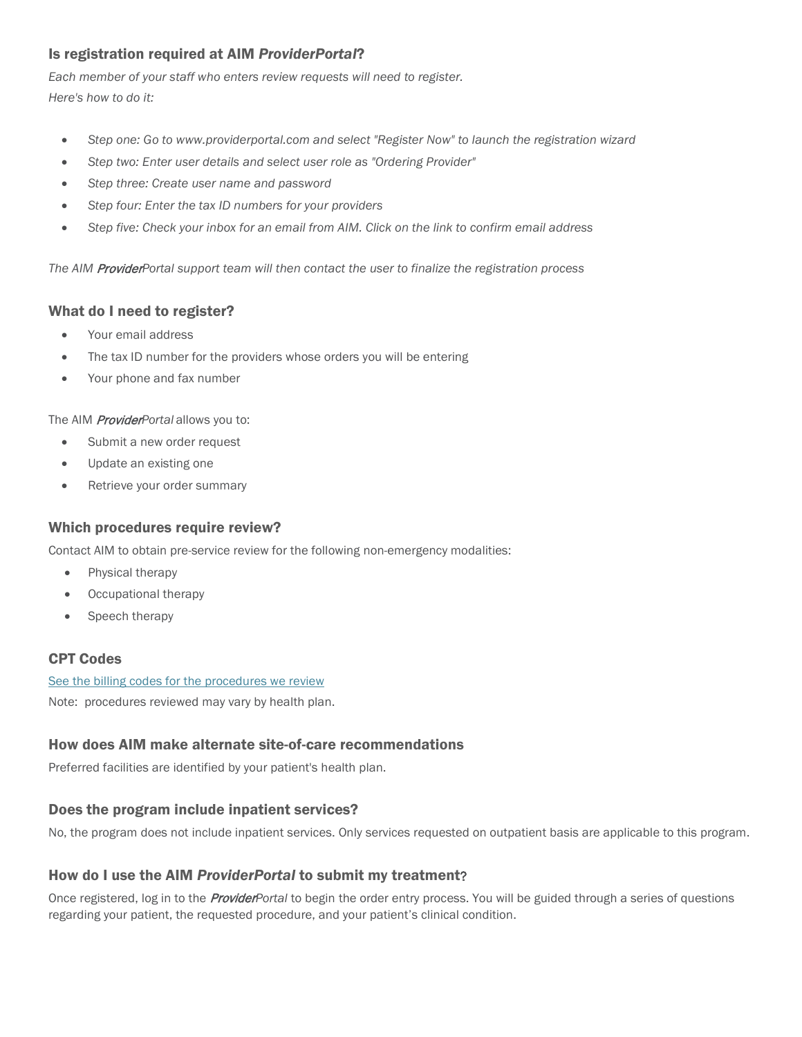### Is registration required at AIM *ProviderPortal*?

*Each member of your staff who enters review requests will need to register.*
*Here's how to do it:*

- *Step one: Go to www.providerportal.com and select "Register Now" to launch the registration wizard*
- *Step two: Enter user details and select user role as "Ordering Provider"*
- *Step three: Create user name and password*
- *Step four: Enter the tax ID numbers for your providers*
- *Step five: Check your inbox for an email from AIM. Click on the link to confirm email address*

*The AIM ProviderPortal support team will then contact the user to finalize the registration process*

### What do I need to register?

- Your email address
- The tax ID number for the providers whose orders you will be entering
- Your phone and fax number

The AIM *ProviderPortal* allows you to:

- Submit a new order request
- Update an existing one
- Retrieve your order summary

### Which procedures require review?

Contact AIM to obtain pre-service review for the following non-emergency modalities:

- Physical therapy
- Occupational therapy
- Speech therapy

### CPT Codes

See the billing codes for the procedures we review

Note: procedures reviewed may vary by health plan.

### How does AIM make alternate site-of-care recommendations

Preferred facilities are identified by your patient's health plan.

### Does the program include inpatient services?

No, the program does not include inpatient services. Only services requested on outpatient basis are applicable to this program.

### How do I use the AIM *ProviderPortal* to submit my treatment?

Once registered, log in to the *ProviderPortal* to begin the order entry process. You will be guided through a series of questions regarding your patient, the requested procedure, and your patient's clinical condition.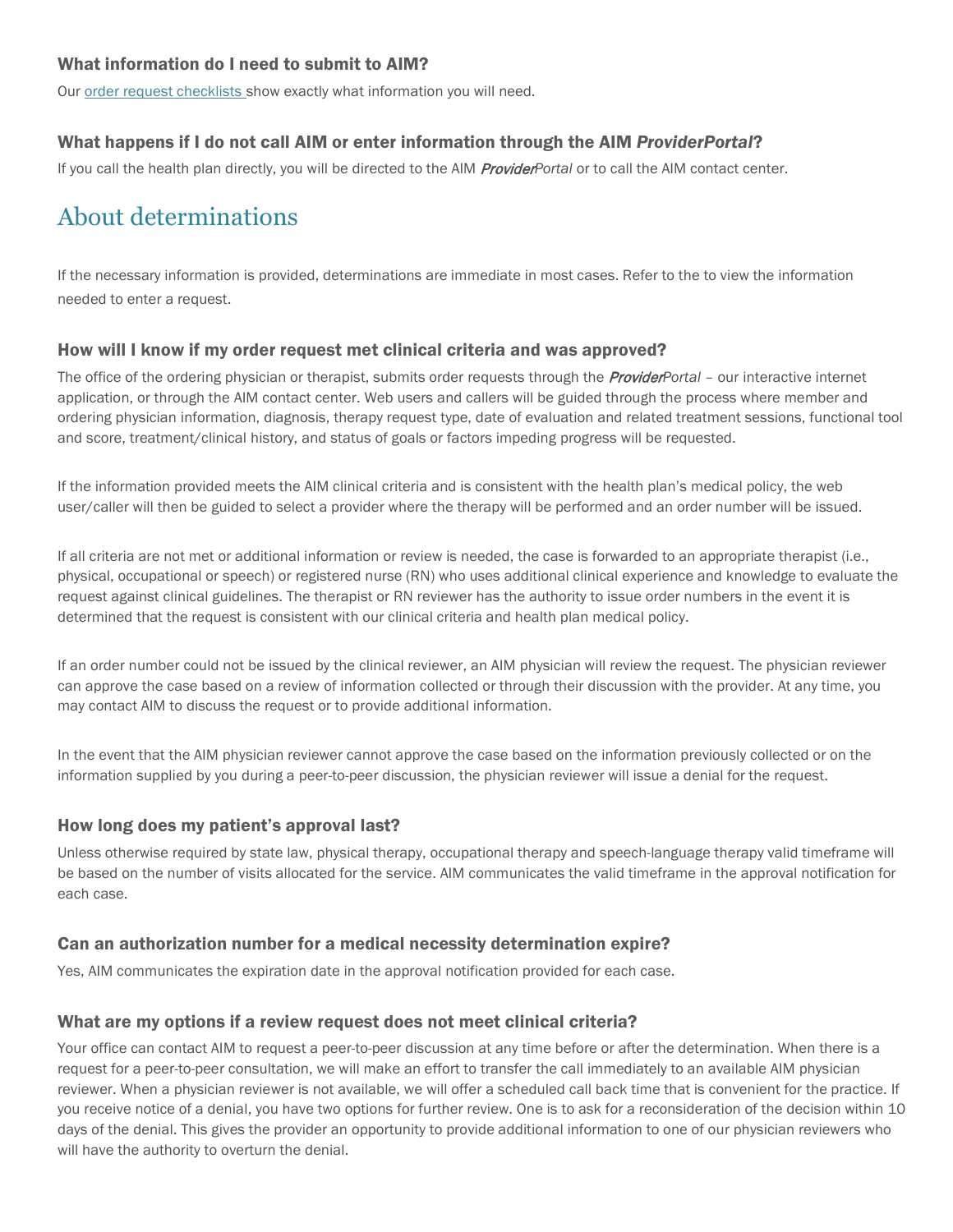### What information do I need to submit to AIM?

Our order request checklists show exactly what information you will need.

### What happens if I do not call AIM or enter information through the AIM *ProviderPortal*?

If you call the health plan directly, you will be directed to the AIM *ProviderPortal* or to call the AIM contact center.

## About determinations

If the necessary information is provided, determinations are immediate in most cases. Refer to the to view the information needed to enter a request.

### How will I know if my order request met clinical criteria and was approved?

The office of the ordering physician or therapist, submits order requests through the *ProviderPortal* – our interactive internet application, or through the AIM contact center. Web users and callers will be guided through the process where member and ordering physician information, diagnosis, therapy request type, date of evaluation and related treatment sessions, functional tool and score, treatment/clinical history, and status of goals or factors impeding progress will be requested.

If the information provided meets the AIM clinical criteria and is consistent with the health plan's medical policy, the web user/caller will then be guided to select a provider where the therapy will be performed and an order number will be issued.

If all criteria are not met or additional information or review is needed, the case is forwarded to an appropriate therapist (i.e., physical, occupational or speech) or registered nurse (RN) who uses additional clinical experience and knowledge to evaluate the request against clinical guidelines. The therapist or RN reviewer has the authority to issue order numbers in the event it is determined that the request is consistent with our clinical criteria and health plan medical policy.

If an order number could not be issued by the clinical reviewer, an AIM physician will review the request. The physician reviewer can approve the case based on a review of information collected or through their discussion with the provider. At any time, you may contact AIM to discuss the request or to provide additional information.

In the event that the AIM physician reviewer cannot approve the case based on the information previously collected or on the information supplied by you during a peer-to-peer discussion, the physician reviewer will issue a denial for the request.

### How long does my patient's approval last?

Unless otherwise required by state law, physical therapy, occupational therapy and speech-language therapy valid timeframe will be based on the number of visits allocated for the service. AIM communicates the valid timeframe in the approval notification for each case.

### Can an authorization number for a medical necessity determination expire?

Yes, AIM communicates the expiration date in the approval notification provided for each case.

### What are my options if a review request does not meet clinical criteria?

Your office can contact AIM to request a peer-to-peer discussion at any time before or after the determination. When there is a request for a peer-to-peer consultation, we will make an effort to transfer the call immediately to an available AIM physician reviewer. When a physician reviewer is not available, we will offer a scheduled call back time that is convenient for the practice. If you receive notice of a denial, you have two options for further review. One is to ask for a reconsideration of the decision within 10 days of the denial. This gives the provider an opportunity to provide additional information to one of our physician reviewers who will have the authority to overturn the denial.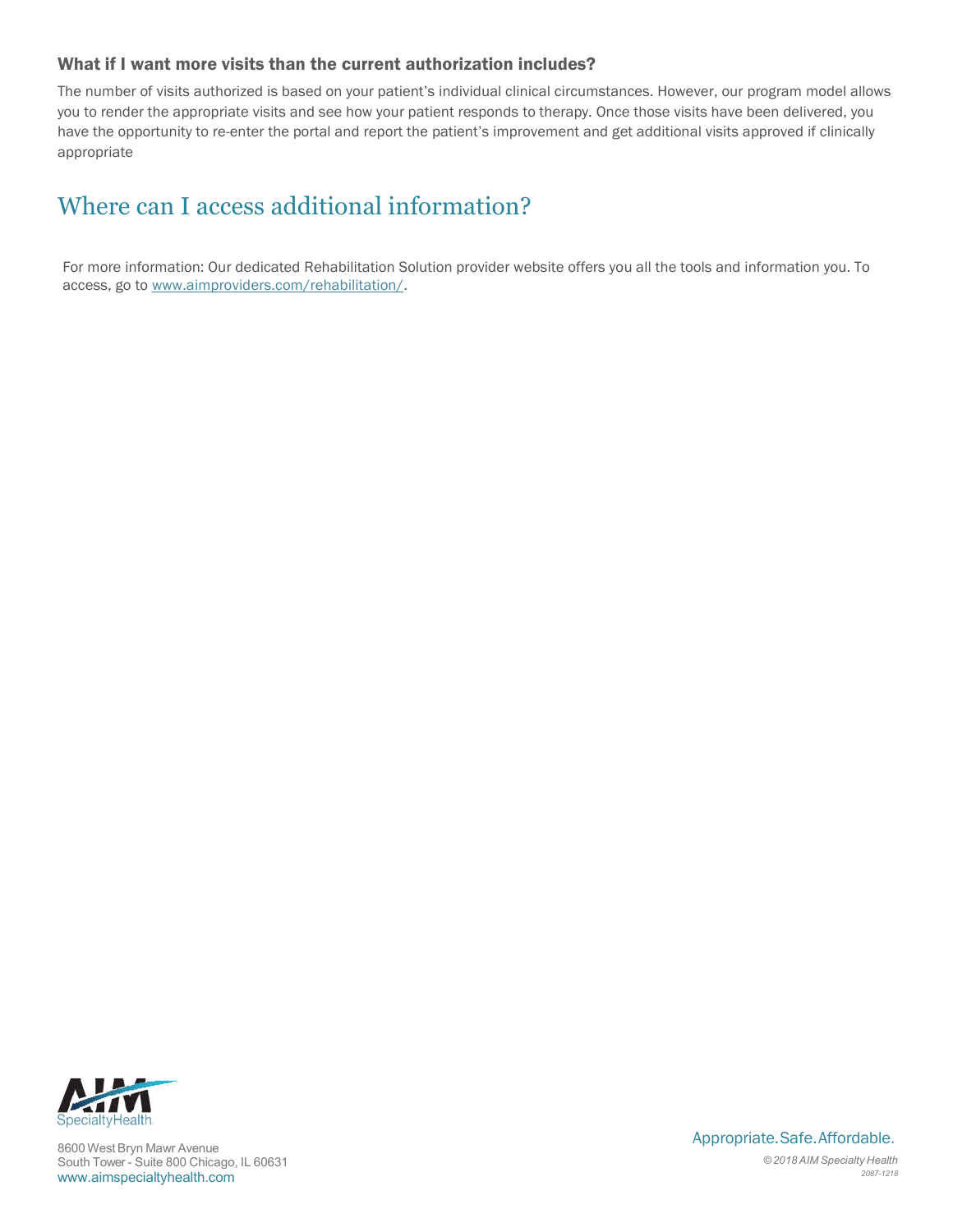### What if I want more visits than the current authorization includes?

The number of visits authorized is based on your patient's individual clinical circumstances. However, our program model allows you to render the appropriate visits and see how your patient responds to therapy. Once those visits have been delivered, you have the opportunity to re-enter the portal and report the patient's improvement and get additional visits approved if clinically appropriate

## Where can I access additional information?

For more information: Our dedicated Rehabilitation Solution provider website offers you all the tools and information you. To access, go to www.aimproviders.com/rehabilitation/.

AIM Specialty Health

8600 West Bryn Mawr Avenue
South Tower - Suite 800 Chicago, IL 60631
www.aimspecialtyhealth.com

Appropriate.Safe.Affordable.

*© 2018 AIM Specialty Health*
*2087-1218*